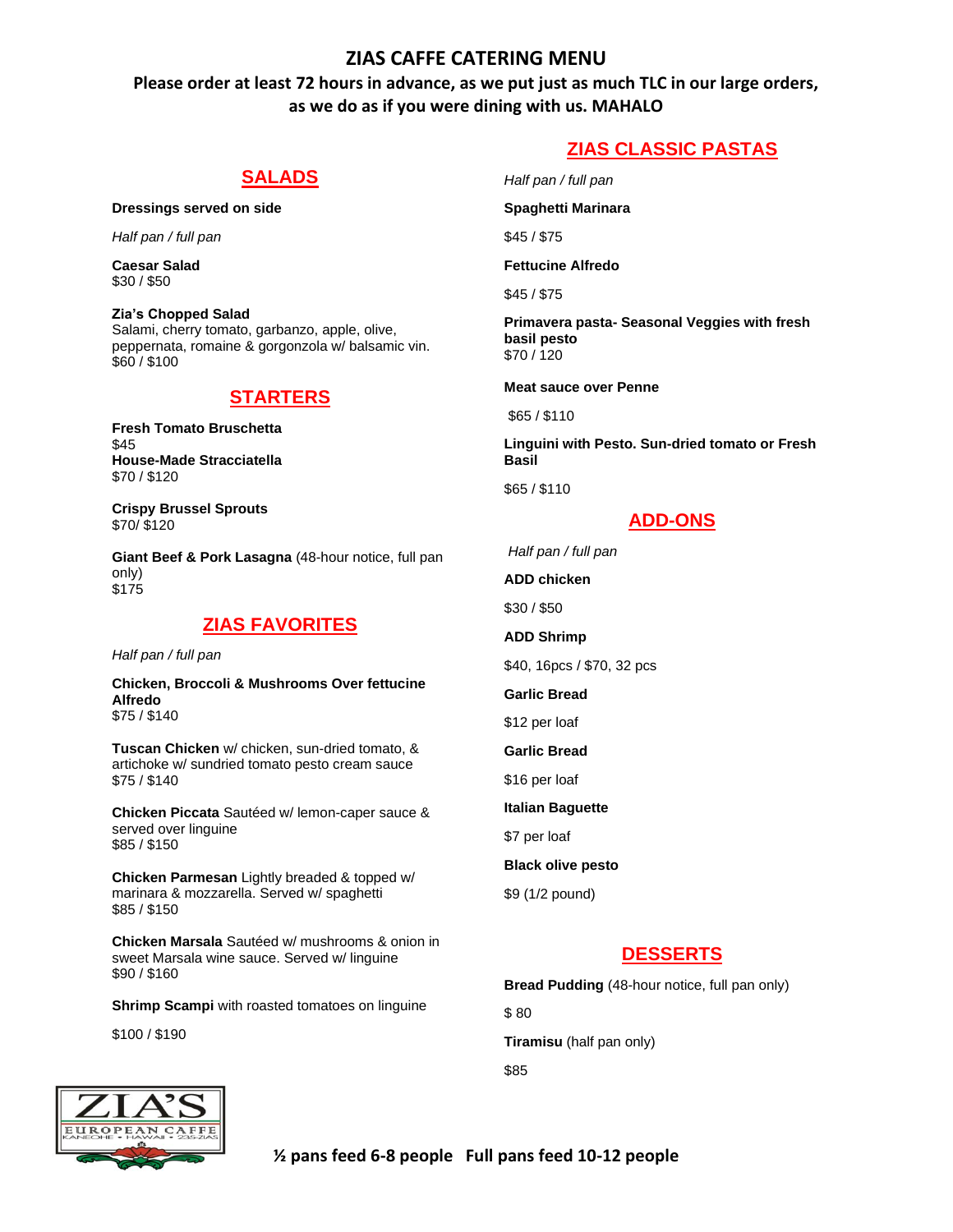# ZIAS CAFFE CATERING MENU

**Please order at least 72 hours in advance, as we put just as much TLC in our large orders, as we do as if you were dining with us. MAHALO**

## SALADS

**Dressings served on side**

*Half pan / full pan*

**Caesar Salad**
$30 / $50

**Zia's Chopped Salad**
Salami, cherry tomato, garbanzo, apple, olive, peppernata, romaine & gorgonzola w/ balsamic vin.
$60 / $100

## STARTERS

**Fresh Tomato Bruschetta**
$45

**House-Made Stracciatella**
$70 / $120

**Crispy Brussel Sprouts**
$70/ $120

**Giant Beef & Pork Lasagna** (48-hour notice, full pan only)
$175

## ZIAS FAVORITES

*Half pan / full pan*

**Chicken, Broccoli & Mushrooms Over fettucine Alfredo**
$75 / $140

**Tuscan Chicken** w/ chicken, sun-dried tomato, & artichoke w/ sundried tomato pesto cream sauce
$75 / $140

**Chicken Piccata** Sautéed w/ lemon-caper sauce & served over linguine
$85 / $150

**Chicken Parmesan** Lightly breaded & topped w/ marinara & mozzarella. Served w/ spaghetti
$85 / $150

**Chicken Marsala** Sautéed w/ mushrooms & onion in sweet Marsala wine sauce. Served w/ linguine
$90 / $160

**Shrimp Scampi** with roasted tomatoes on linguine

$100 / $190

## ZIAS CLASSIC PASTAS

*Half pan / full pan*

**Spaghetti Marinara**

$45 / $75

**Fettucine Alfredo**

$45 / $75

**Primavera pasta- Seasonal Veggies with fresh basil pesto**
$70 / 120

**Meat sauce over Penne**

$65 / $110

**Linguini with Pesto. Sun-dried tomato or Fresh Basil**

$65 / $110

## ADD-ONS

*Half pan / full pan*

**ADD chicken**

$30 / $50

**ADD Shrimp**

$40, 16pcs / $70, 32 pcs

**Garlic Bread**

$12 per loaf

**Garlic Bread**

$16 per loaf

**Italian Baguette**

$7 per loaf

**Black olive pesto**

$9 (1/2 pound)

## DESSERTS

**Bread Pudding** (48-hour notice, full pan only)

$ 80

**Tiramisu** (half pan only)

$85

ZIA'S EUROPEAN CAFFE KANEOHE • HAWAII • 235-ZIAS

**½ pans feed 6-8 people   Full pans feed 10-12 people**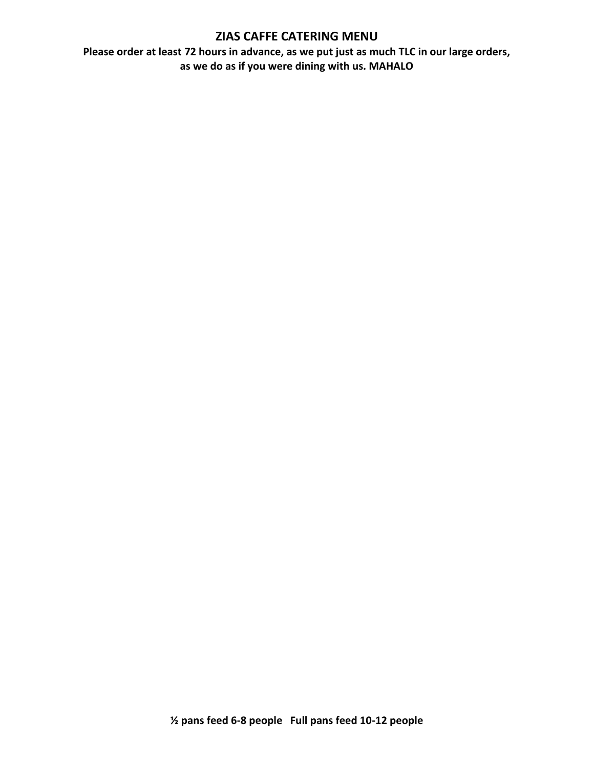# ZIAS CAFFE CATERING MENU

**Please order at least 72 hours in advance, as we put just as much TLC in our large orders, as we do as if you were dining with us. MAHALO**

**½ pans feed 6-8 people   Full pans feed 10-12 people**